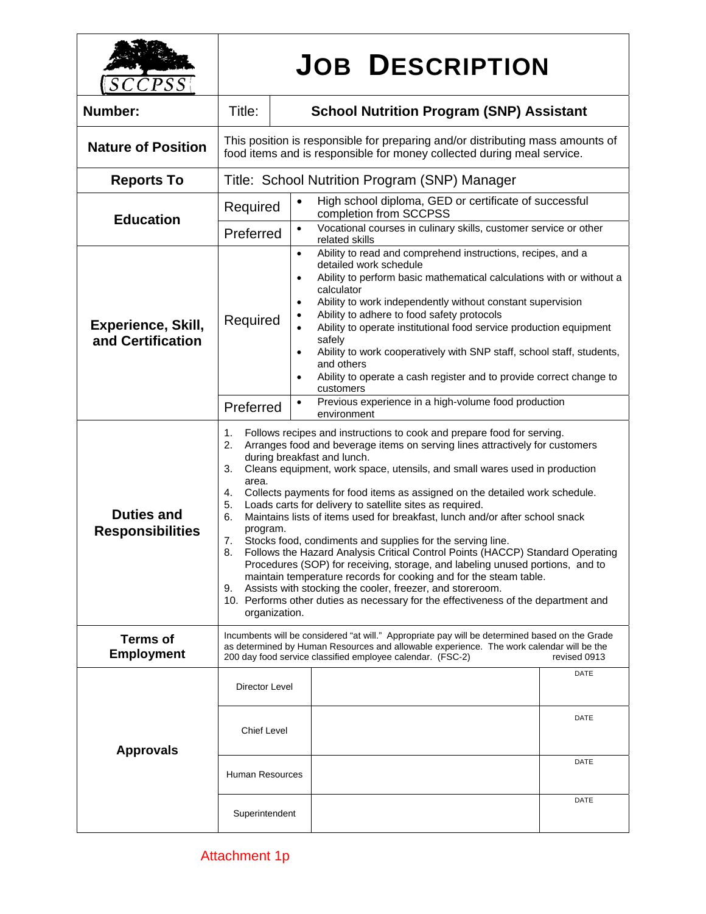# JOB DESCRIPTION

SCCPSS

| | | |
|---|---|---|
| **Number:** | Title: | **School Nutrition Program (SNP) Assistant** |
| **Nature of Position** | This position is responsible for preparing and/or distributing mass amounts of food items and is responsible for money collected during meal service. | |
| **Reports To** | Title: School Nutrition Program (SNP) Manager | |
| **Education** | Required | • High school diploma, GED or certificate of successful completion from SCCPSS |
| | Preferred | • Vocational courses in culinary skills, customer service or other related skills |
| **Experience, Skill, and Certification** | Required | • Ability to read and comprehend instructions, recipes, and a detailed work schedule<br>• Ability to perform basic mathematical calculations with or without a calculator<br>• Ability to work independently without constant supervision<br>• Ability to adhere to food safety protocols<br>• Ability to operate institutional food service production equipment safely<br>• Ability to work cooperatively with SNP staff, school staff, students, and others<br>• Ability to operate a cash register and to provide correct change to customers |
| | Preferred | • Previous experience in a high-volume food production environment |
| **Duties and Responsibilities** | 1. Follows recipes and instructions to cook and prepare food for serving.<br>2. Arranges food and beverage items on serving lines attractively for customers during breakfast and lunch.<br>3. Cleans equipment, work space, utensils, and small wares used in production area.<br>4. Collects payments for food items as assigned on the detailed work schedule.<br>5. Loads carts for delivery to satellite sites as required.<br>6. Maintains lists of items used for breakfast, lunch and/or after school snack program.<br>7. Stocks food, condiments and supplies for the serving line.<br>8. Follows the Hazard Analysis Critical Control Points (HACCP) Standard Operating Procedures (SOP) for receiving, storage, and labeling unused portions, and to maintain temperature records for cooking and for the steam table.<br>9. Assists with stocking the cooler, freezer, and storeroom.<br>10. Performs other duties as necessary for the effectiveness of the department and organization. | |
| **Terms of Employment** | Incumbents will be considered "at will." Appropriate pay will be determined based on the Grade as determined by Human Resources and allowable experience. The work calendar will be the 200 day food service classified employee calendar. (FSC-2) revised 0913 | |

| **Approvals** | | | |
|---|---|---|---|
| | Director Level | | DATE |
| | Chief Level | | DATE |
| | Human Resources | | DATE |
| | Superintendent | | DATE |

Attachment 1p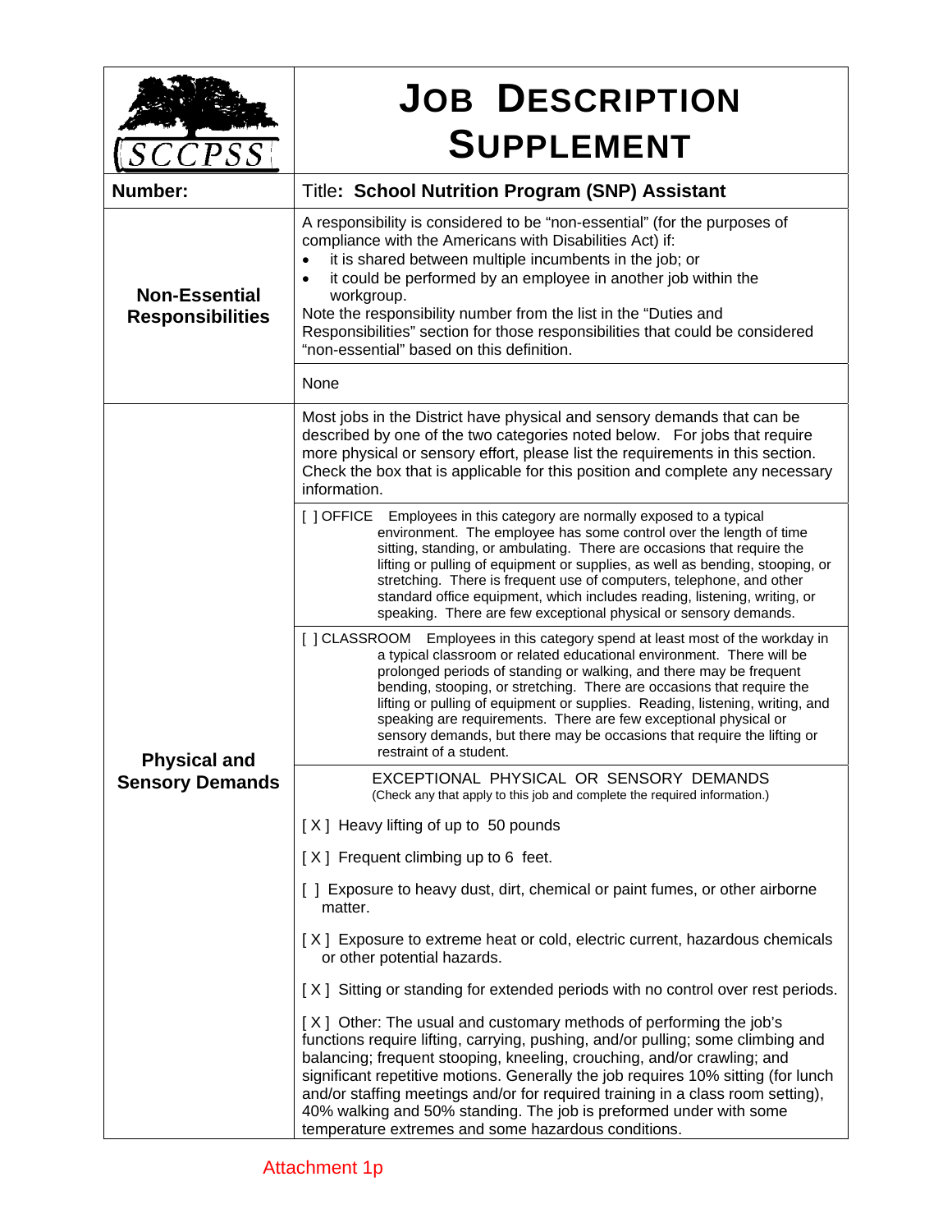| SCCPSS | **JOB DESCRIPTION SUPPLEMENT** |
|---|---|
| **Number:** | Title**: School Nutrition Program (SNP) Assistant** |
| **Non-Essential Responsibilities** | A responsibility is considered to be "non-essential" (for the purposes of compliance with the Americans with Disabilities Act) if:<br>• it is shared between multiple incumbents in the job; or<br>• it could be performed by an employee in another job within the workgroup.<br>Note the responsibility number from the list in the "Duties and Responsibilities" section for those responsibilities that could be considered "non-essential" based on this definition. |
| | None |
| **Physical and Sensory Demands** | Most jobs in the District have physical and sensory demands that can be described by one of the two categories noted below. For jobs that require more physical or sensory effort, please list the requirements in this section. Check the box that is applicable for this position and complete any necessary information. |
| | [ ] OFFICE Employees in this category are normally exposed to a typical environment. The employee has some control over the length of time sitting, standing, or ambulating. There are occasions that require the lifting or pulling of equipment or supplies, as well as bending, stooping, or stretching. There is frequent use of computers, telephone, and other standard office equipment, which includes reading, listening, writing, or speaking. There are few exceptional physical or sensory demands. |
| | [ ] CLASSROOM Employees in this category spend at least most of the workday in a typical classroom or related educational environment. There will be prolonged periods of standing or walking, and there may be frequent bending, stooping, or stretching. There are occasions that require the lifting or pulling of equipment or supplies. Reading, listening, writing, and speaking are requirements. There are few exceptional physical or sensory demands, but there may be occasions that require the lifting or restraint of a student. |
| | EXCEPTIONAL PHYSICAL OR SENSORY DEMANDS<br>(Check any that apply to this job and complete the required information.)<br><br>[ X ] Heavy lifting of up to 50 pounds<br><br>[ X ] Frequent climbing up to 6 feet.<br><br>[ ] Exposure to heavy dust, dirt, chemical or paint fumes, or other airborne matter.<br><br>[ X ] Exposure to extreme heat or cold, electric current, hazardous chemicals or other potential hazards.<br><br>[ X ] Sitting or standing for extended periods with no control over rest periods.<br><br>[ X ] Other: The usual and customary methods of performing the job's functions require lifting, carrying, pushing, and/or pulling; some climbing and balancing; frequent stooping, kneeling, crouching, and/or crawling; and significant repetitive motions. Generally the job requires 10% sitting (for lunch and/or staffing meetings and/or for required training in a class room setting), 40% walking and 50% standing. The job is preformed under with some temperature extremes and some hazardous conditions. |

Attachment 1p